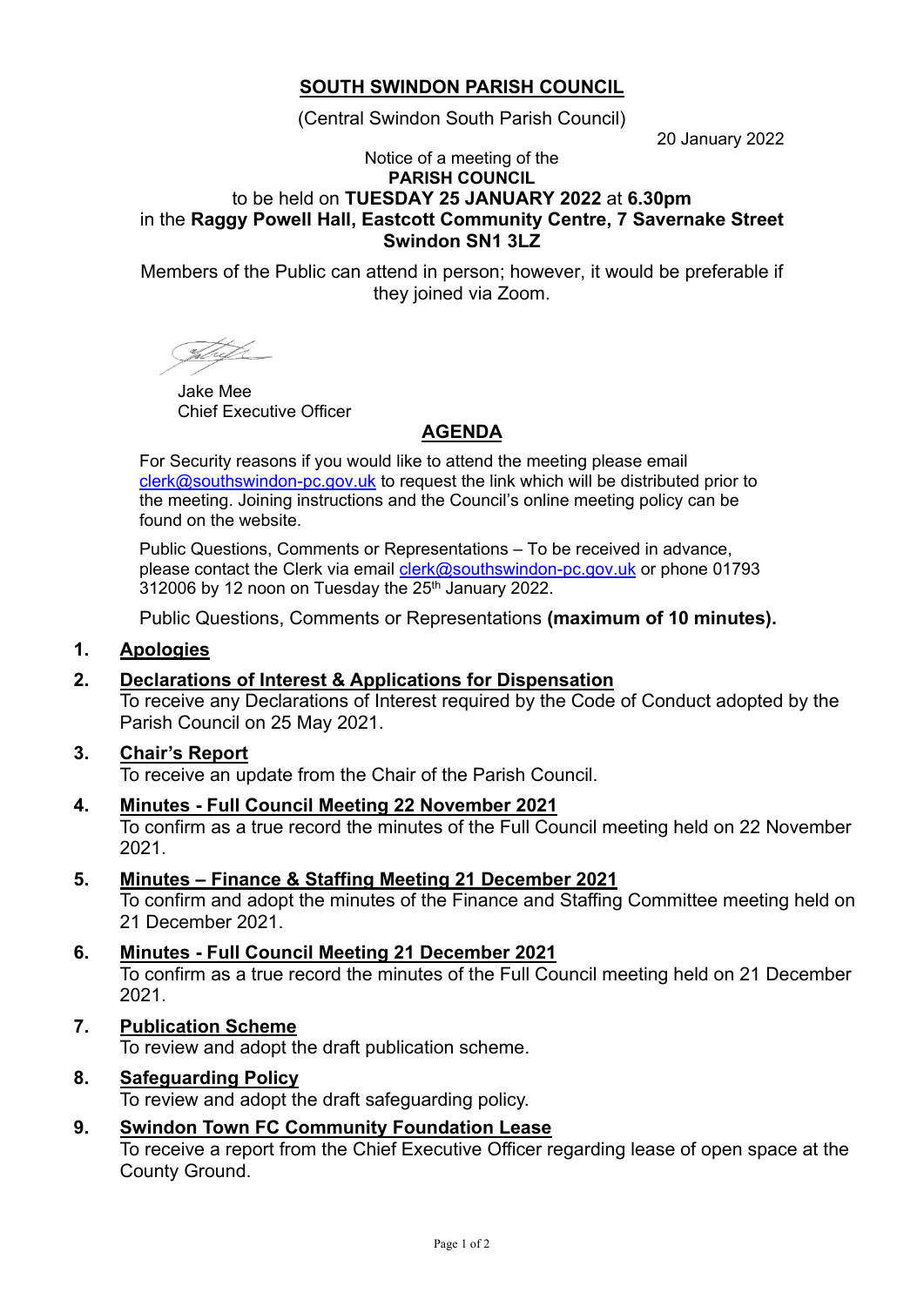# SOUTH SWINDON PARISH COUNCIL

(Central Swindon South Parish Council)

20 January 2022

Notice of a meeting of the
**PARISH COUNCIL**
to be held on **TUESDAY 25 JANUARY 2022** at **6.30pm**
in the **Raggy Powell Hall, Eastcott Community Centre, 7 Savernake Street Swindon SN1 3LZ**

Members of the Public can attend in person; however, it would be preferable if they joined via Zoom.

Jake Mee
Chief Executive Officer

## AGENDA

For Security reasons if you would like to attend the meeting please email clerk@southswindon-pc.gov.uk to request the link which will be distributed prior to the meeting. Joining instructions and the Council's online meeting policy can be found on the website.

Public Questions, Comments or Representations – To be received in advance, please contact the Clerk via email clerk@southswindon-pc.gov.uk or phone 01793 312006 by 12 noon on Tuesday the 25th January 2022.

Public Questions, Comments or Representations **(maximum of 10 minutes).**

1. **Apologies**

2. **Declarations of Interest & Applications for Dispensation**
   To receive any Declarations of Interest required by the Code of Conduct adopted by the Parish Council on 25 May 2021.

3. **Chair's Report**
   To receive an update from the Chair of the Parish Council.

4. **Minutes - Full Council Meeting 22 November 2021**
   To confirm as a true record the minutes of the Full Council meeting held on 22 November 2021.

5. **Minutes – Finance & Staffing Meeting 21 December 2021**
   To confirm and adopt the minutes of the Finance and Staffing Committee meeting held on 21 December 2021.

6. **Minutes - Full Council Meeting 21 December 2021**
   To confirm as a true record the minutes of the Full Council meeting held on 21 December 2021.

7. **Publication Scheme**
   To review and adopt the draft publication scheme.

8. **Safeguarding Policy**
   To review and adopt the draft safeguarding policy.

9. **Swindon Town FC Community Foundation Lease**
   To receive a report from the Chief Executive Officer regarding lease of open space at the County Ground.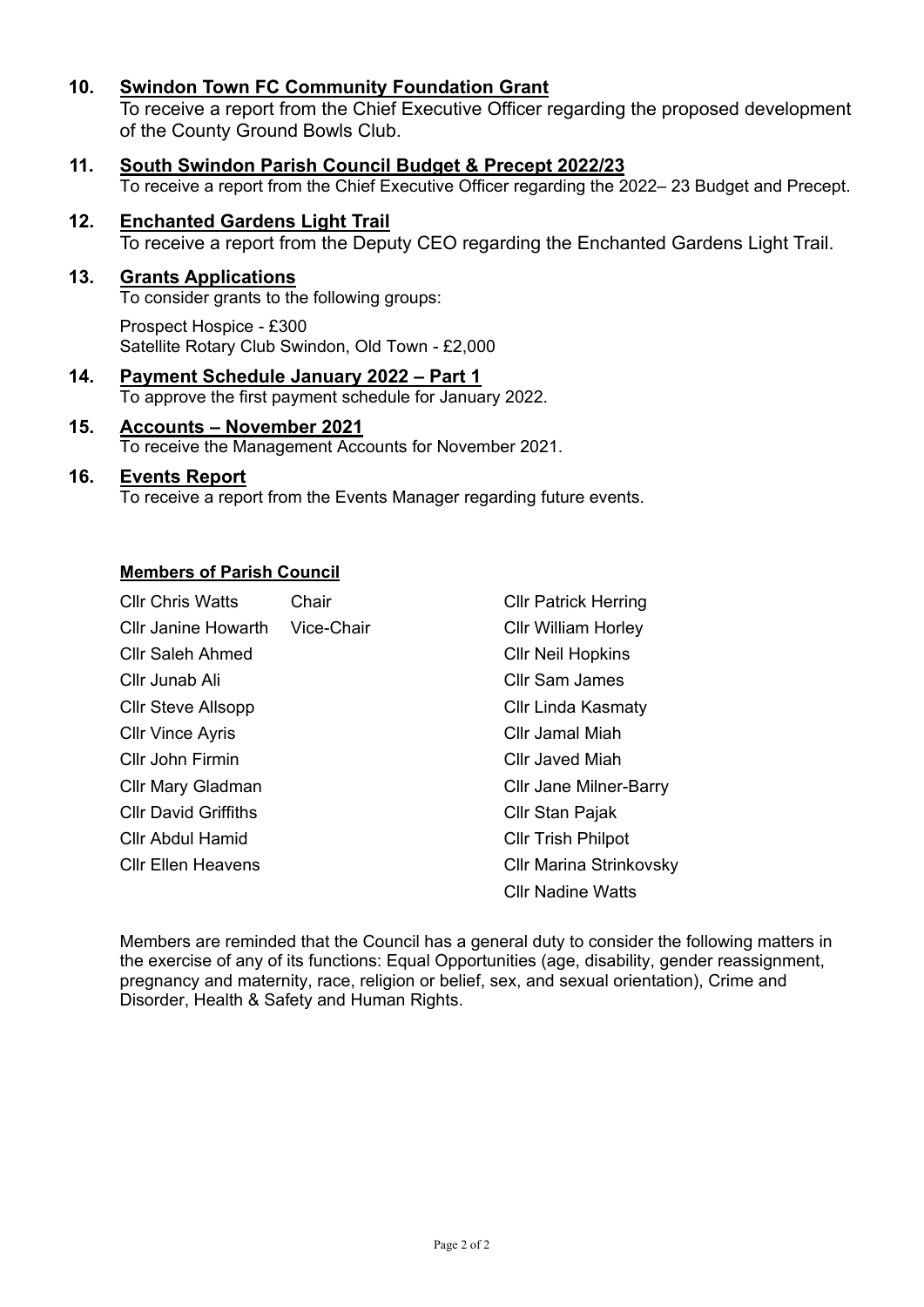## 10. Swindon Town FC Community Foundation Grant

To receive a report from the Chief Executive Officer regarding the proposed development of the County Ground Bowls Club.

## 11. South Swindon Parish Council Budget & Precept 2022/23

To receive a report from the Chief Executive Officer regarding the 2022– 23 Budget and Precept.

## 12. Enchanted Gardens Light Trail

To receive a report from the Deputy CEO regarding the Enchanted Gardens Light Trail.

## 13. Grants Applications

To consider grants to the following groups:

Prospect Hospice - £300
Satellite Rotary Club Swindon, Old Town - £2,000

## 14. Payment Schedule January 2022 – Part 1

To approve the first payment schedule for January 2022.

## 15. Accounts – November 2021

To receive the Management Accounts for November 2021.

## 16. Events Report

To receive a report from the Events Manager regarding future events.

**Members of Parish Council**

| | | |
|---|---|---|
| Cllr Chris Watts | Chair | Cllr Patrick Herring |
| Cllr Janine Howarth | Vice-Chair | Cllr William Horley |
| Cllr Saleh Ahmed | | Cllr Neil Hopkins |
| Cllr Junab Ali | | Cllr Sam James |
| Cllr Steve Allsopp | | Cllr Linda Kasmaty |
| Cllr Vince Ayris | | Cllr Jamal Miah |
| Cllr John Firmin | | Cllr Javed Miah |
| Cllr Mary Gladman | | Cllr Jane Milner-Barry |
| Cllr David Griffiths | | Cllr Stan Pajak |
| Cllr Abdul Hamid | | Cllr Trish Philpot |
| Cllr Ellen Heavens | | Cllr Marina Strinkovsky |
| | | Cllr Nadine Watts |

Members are reminded that the Council has a general duty to consider the following matters in the exercise of any of its functions: Equal Opportunities (age, disability, gender reassignment, pregnancy and maternity, race, religion or belief, sex, and sexual orientation), Crime and Disorder, Health & Safety and Human Rights.